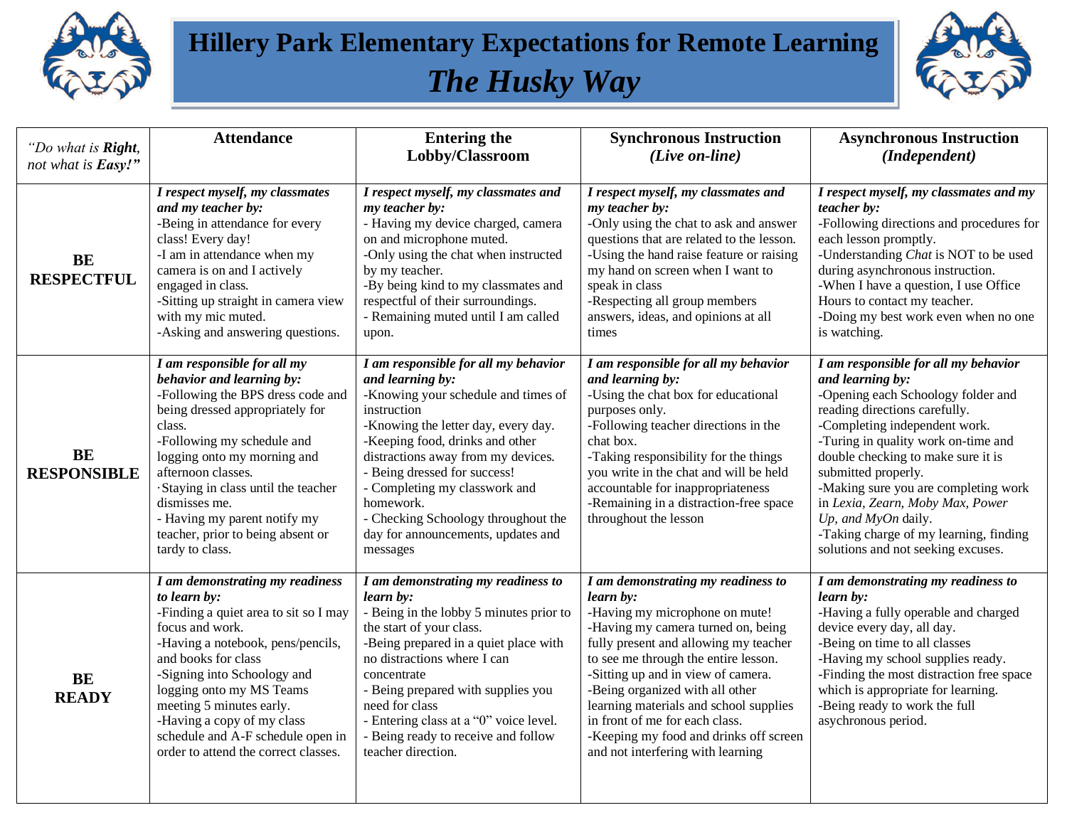# Hillery Park Elementary Expectations for Remote Learning

## *The Husky Way*

| *"Do what is **Right**, not what is **Easy!**"* | **Attendance** | **Entering the Lobby/Classroom** | **Synchronous Instruction *(Live on-line)*** | **Asynchronous Instruction *(Independent)*** |
|---|---|---|---|---|
| **BE RESPECTFUL** | ***I respect myself, my classmates and my teacher by:***<br>-Being in attendance for every class! Every day!<br>-I am in attendance when my camera is on and I actively engaged in class.<br>-Sitting up straight in camera view with my mic muted.<br>-Asking and answering questions. | ***I respect myself, my classmates and my teacher by:***<br>- Having my device charged, camera on and microphone muted.<br>-Only using the chat when instructed by my teacher.<br>-By being kind to my classmates and respectful of their surroundings.<br>- Remaining muted until I am called upon. | ***I respect myself, my classmates and my teacher by:***<br>-Only using the chat to ask and answer questions that are related to the lesson.<br>-Using the hand raise feature or raising my hand on screen when I want to speak in class<br>-Respecting all group members answers, ideas, and opinions at all times | ***I respect myself, my classmates and my teacher by:***<br>-Following directions and procedures for each lesson promptly.<br>-Understanding *Chat* is NOT to be used during asynchronous instruction.<br>-When I have a question, I use Office Hours to contact my teacher.<br>-Doing my best work even when no one is watching. |
| **BE RESPONSIBLE** | ***I am responsible for all my behavior and learning by:***<br>-Following the BPS dress code and being dressed appropriately for class.<br>-Following my schedule and logging onto my morning and afternoon classes.<br>·Staying in class until the teacher dismisses me.<br>- Having my parent notify my teacher, prior to being absent or tardy to class. | ***I am responsible for all my behavior and learning by:***<br>-Knowing your schedule and times of instruction<br>-Knowing the letter day, every day.<br>-Keeping food, drinks and other distractions away from my devices.<br>- Being dressed for success!<br>- Completing my classwork and homework.<br>- Checking Schoology throughout the day for announcements, updates and messages | ***I am responsible for all my behavior and learning by:***<br>-Using the chat box for educational purposes only.<br>-Following teacher directions in the chat box.<br>-Taking responsibility for the things you write in the chat and will be held accountable for inappropriateness<br>-Remaining in a distraction-free space throughout the lesson | ***I am responsible for all my behavior and learning by:***<br>-Opening each Schoology folder and reading directions carefully.<br>-Completing independent work.<br>-Turing in quality work on-time and double checking to make sure it is submitted properly.<br>-Making sure you are completing work in *Lexia, Zearn, Moby Max, Power Up, and MyOn* daily.<br>-Taking charge of my learning, finding solutions and not seeking excuses. |
| **BE READY** | ***I am demonstrating my readiness to learn by:***<br>-Finding a quiet area to sit so I may focus and work.<br>-Having a notebook, pens/pencils, and books for class<br>-Signing into Schoology and logging onto my MS Teams meeting 5 minutes early.<br>-Having a copy of my class schedule and A-F schedule open in order to attend the correct classes. | ***I am demonstrating my readiness to learn by:***<br>- Being in the lobby 5 minutes prior to the start of your class.<br>-Being prepared in a quiet place with no distractions where I can concentrate<br>- Being prepared with supplies you need for class<br>- Entering class at a "0" voice level.<br>- Being ready to receive and follow teacher direction. | ***I am demonstrating my readiness to learn by:***<br>-Having my microphone on mute!<br>-Having my camera turned on, being fully present and allowing my teacher to see me through the entire lesson.<br>-Sitting up and in view of camera.<br>-Being organized with all other learning materials and school supplies in front of me for each class.<br>-Keeping my food and drinks off screen and not interfering with learning | ***I am demonstrating my readiness to learn by:***<br>-Having a fully operable and charged device every day, all day.<br>-Being on time to all classes<br>-Having my school supplies ready.<br>-Finding the most distraction free space which is appropriate for learning.<br>-Being ready to work the full asychronous period. |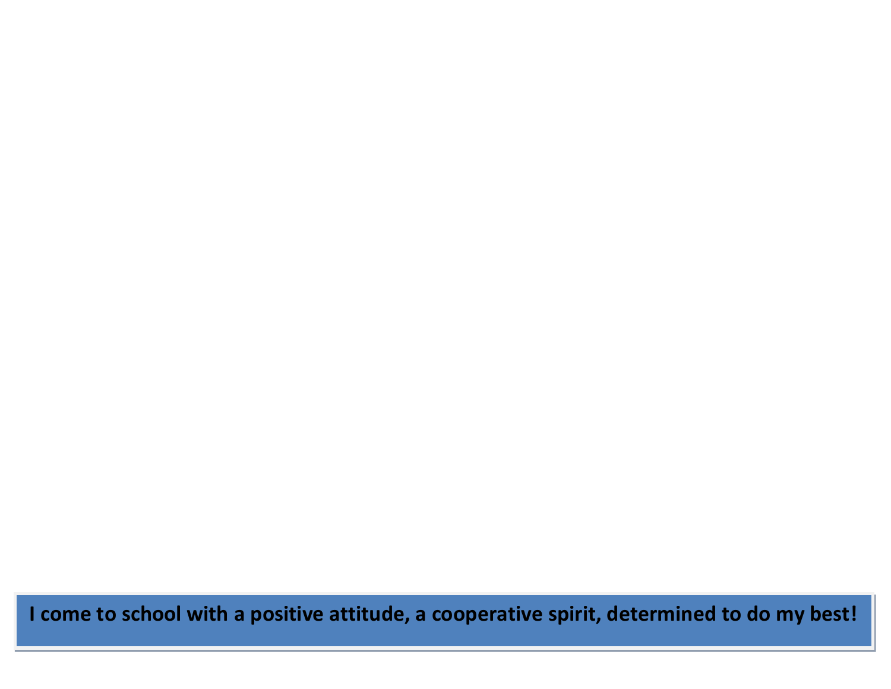**I come to school with a positive attitude, a cooperative spirit, determined to do my best!**